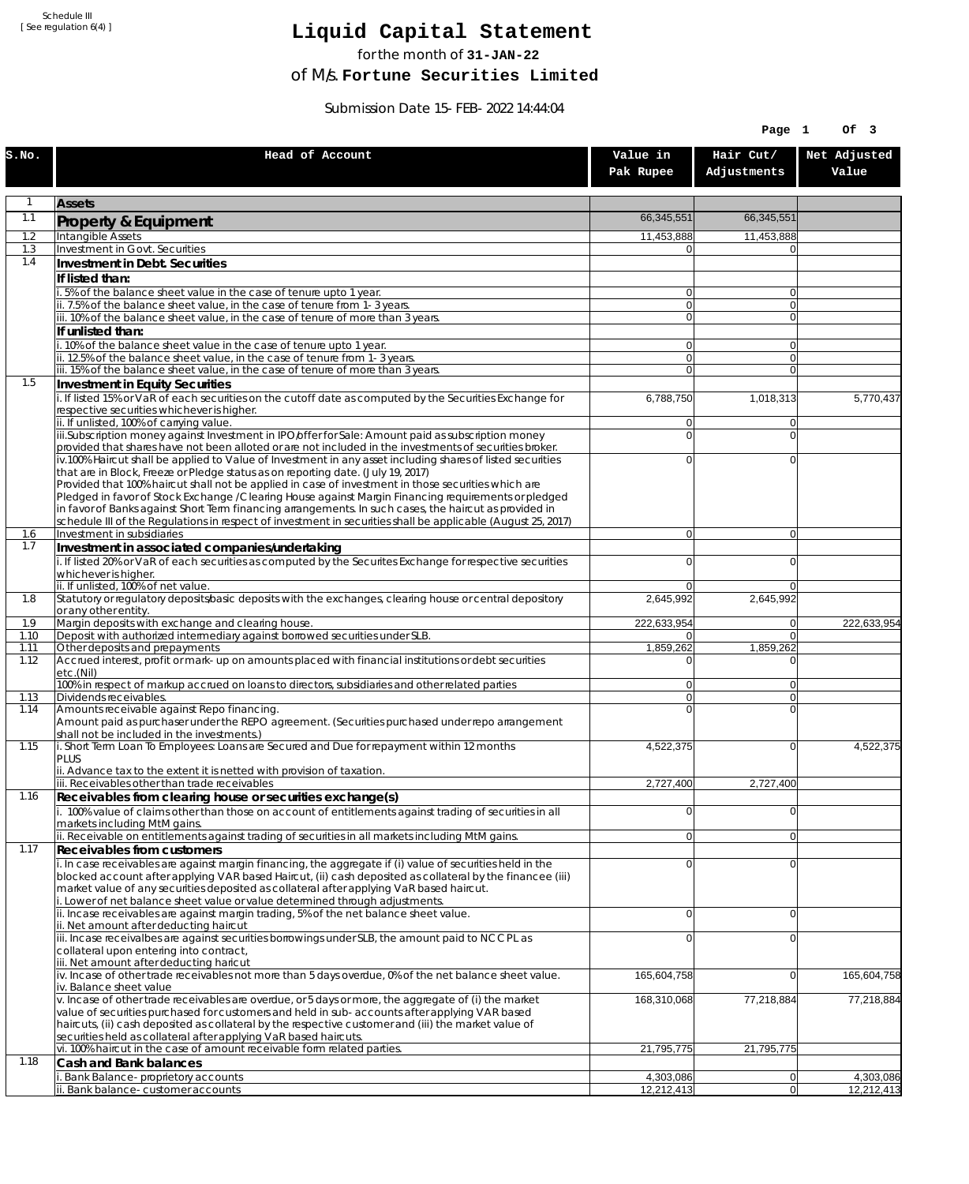Schedule III
[ See regulation 6(4) ]

# Liquid Capital Statement

for the month of **31-JAN-22**

of M/s. **Fortune Securities Limited**

Submission Date 15-FEB-2022 14:44:04

| S.No. | Head of Account | Value in Pak Rupee | Hair Cut/ Adjustments | Net Adjusted Value |
|---|---|---|---|---|
| 1 | **Assets** | | | |
| 1.1 | **Property & Equipment** | 66,345,551 | 66,345,551 | |
| 1.2 | Intangible Assets | 11,453,888 | 11,453,888 | |
| 1.3 | Investment in Govt. Securities | 0 | 0 | |
| 1.4 | **Investment in Debt. Securities** | | | |
| | **If listed than:** | | | |
| | i. 5% of the balance sheet value in the case of tenure upto 1 year. | 0 | 0 | |
| | ii. 7.5% of the balance sheet value, in the case of tenure from 1-3 years. | 0 | 0 | |
| | iii. 10% of the balance sheet value, in the case of tenure of more than 3 years. | 0 | 0 | |
| | **If unlisted than:** | | | |
| | i. 10% of the balance sheet value in the case of tenure upto 1 year. | 0 | 0 | |
| | ii. 12.5% of the balance sheet value, in the case of tenure from 1-3 years. | 0 | 0 | |
| | iii. 15% of the balance sheet value, in the case of tenure of more than 3 years. | 0 | 0 | |
| 1.5 | **Investment in Equity Securities** | | | |
| | i. If listed 15% or VaR of each securities on the cutoff date as computed by the Securities Exchange for respective securities whichever is higher. | 6,788,750 | 1,018,313 | 5,770,437 |
| | ii. If unlisted, 100% of carrying value. | 0 | 0 | |
| | iii.Subscription money against Investment in IPO/offer for Sale: Amount paid as subscription money provided that shares have not been alloted or are not included in the investments of securities broker. | 0 | 0 | |
| | iv.100% Haircut shall be applied to Value of Investment in any asset including shares of listed securities that are in Block, Freeze or Pledge status as on reporting date. (July 19, 2017)<br>Provided that 100% haircut shall not be applied in case of investment in those securities which are Pledged in favor of Stock Exchange / Clearing House against Margin Financing requirements or pledged in favor of Banks against Short Term financing arrangements. In such cases, the haircut as provided in schedule III of the Regulations in respect of investment in securities shall be applicable (August 25, 2017) | 0 | 0 | |
| 1.6 | Investment in subsidiaries | 0 | 0 | |
| 1.7 | **Investment in associated companies/undertaking** | | | |
| | i. If listed 20% or VaR of each securities as computed by the Securites Exchange for respective securities whichever is higher. | 0 | 0 | |
| | ii. If unlisted, 100% of net value. | 0 | 0 | |
| 1.8 | Statutory or regulatory deposits/basic deposits with the exchanges, clearing house or central depository or any other entity. | 2,645,992 | 2,645,992 | |
| 1.9 | Margin deposits with exchange and clearing house. | 222,633,954 | 0 | 222,633,954 |
| 1.10 | Deposit with authorized intermediary against borrowed securities under SLB. | 0 | 0 | |
| 1.11 | Other deposits and prepayments | 1,859,262 | 1,859,262 | |
| 1.12 | Accrued interest, profit or mark-up on amounts placed with financial institutions or debt securities etc.(Nil) | 0 | 0 | |
| | 100% in respect of markup accrued on loans to directors, subsidiaries and other related parties | 0 | 0 | |
| 1.13 | Dividends receivables. | 0 | 0 | |
| 1.14 | Amounts receivable against Repo financing.<br>Amount paid as purchaser under the REPO agreement. (Securities purchased under repo arrangement shall not be included in the investments.) | 0 | 0 | |
| 1.15 | i. Short Term Loan To Employees: Loans are Secured and Due for repayment within 12 months<br>PLUS<br>ii. Advance tax to the extent it is netted with provision of taxation. | 4,522,375 | 0 | 4,522,375 |
| | iii. Receivables other than trade receivables | 2,727,400 | 2,727,400 | |
| 1.16 | **Receivables from clearing house or securities exchange(s)** | | | |
| | i. 100% value of claims other than those on account of entitlements against trading of securities in all markets including MtM gains. | 0 | 0 | |
| | ii. Receivable on entitlements against trading of securities in all markets including MtM gains. | 0 | 0 | |
| 1.17 | **Receivables from customers** | | | |
| | i. In case receivables are against margin financing, the aggregate if (i) value of securities held in the blocked account after applying VAR based Haircut, (ii) cash deposited as collateral by the financee (iii) market value of any securities deposited as collateral after applying VaR based haircut.<br>i. Lower of net balance sheet value or value determined through adjustments. | 0 | 0 | |
| | ii. Incase receivables are against margin trading, 5% of the net balance sheet value.<br>ii. Net amount after deducting haircut | 0 | 0 | |
| | iii. Incase receivalbes are against securities borrowings under SLB, the amount paid to NCCPL as collateral upon entering into contract,<br>iii. Net amount after deducting haricut | 0 | 0 | |
| | iv. Incase of other trade receivables not more than 5 days overdue, 0% of the net balance sheet value.<br>iv. Balance sheet value | 165,604,758 | 0 | 165,604,758 |
| | v. Incase of other trade receivables are overdue, or 5 days or more, the aggregate of (i) the market value of securities purchased for customers and held in sub-accounts after applying VAR based haircuts, (ii) cash deposited as collateral by the respective customer and (iii) the market value of securities held as collateral after applying VaR based haircuts. | 168,310,068 | 77,218,884 | 77,218,884 |
| | vi. 100% haircut in the case of amount receivable form related parties. | 21,795,775 | 21,795,775 | |
| 1.18 | **Cash and Bank balances** | | | |
| | i. Bank Balance-proprietory accounts | 4,303,086 | 0 | 4,303,086 |
| | ii. Bank balance-customer accounts | 12,212,413 | 0 | 12,212,413 |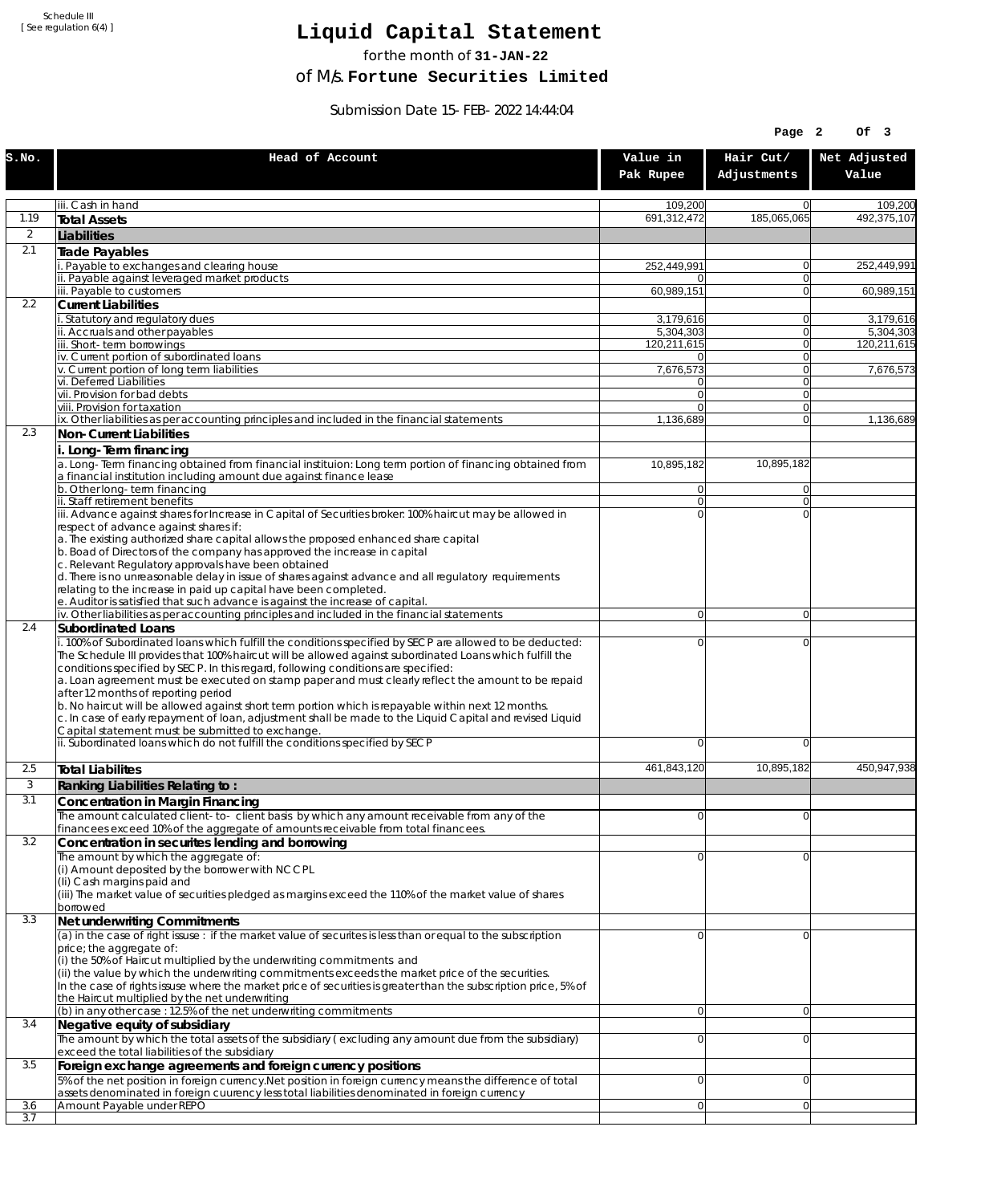Schedule III
[ See regulation 6(4) ]

# Liquid Capital Statement

for the month of **31-JAN-22**

of M/s. **Fortune Securities Limited**

Submission Date 15-FEB-2022 14:44:04

| S.No. | Head of Account | Value in Pak Rupee | Hair Cut/ Adjustments | Net Adjusted Value |
|---|---|---|---|---|
| | iii. Cash in hand | 109,200 | 0 | 109,200 |
| 1.19 | **Total Assets** | 691,312,472 | 185,065,065 | 492,375,107 |
| 2 | **Liabilities** | | | |
| 2.1 | **Trade Payables** | | | |
| | i. Payable to exchanges and clearing house | 252,449,991 | 0 | 252,449,991 |
| | ii. Payable against leveraged market products | 0 | 0 | |
| | iii. Payable to customers | 60,989,151 | 0 | 60,989,151 |
| 2.2 | **Current Liabilities** | | | |
| | i. Statutory and regulatory dues | 3,179,616 | 0 | 3,179,616 |
| | ii. Accruals and other payables | 5,304,303 | 0 | 5,304,303 |
| | iii. Short-term borrowings | 120,211,615 | 0 | 120,211,615 |
| | iv. Current portion of subordinated loans | 0 | 0 | |
| | v. Current portion of long term liabilities | 7,676,573 | 0 | 7,676,573 |
| | vi. Deferred Liabilities | 0 | 0 | |
| | vii. Provision for bad debts | 0 | 0 | |
| | viii. Provision for taxation | 0 | 0 | |
| | ix. Other liabilities as per accounting principles and included in the financial statements | 1,136,689 | 0 | 1,136,689 |
| 2.3 | **Non-Current Liabilities** | | | |
| | **i. Long-Term financing** | | | |
| | a. Long-Term financing obtained from financial instituion: Long term portion of financing obtained from a financial institution including amount due against finance lease | 10,895,182 | 10,895,182 | |
| | b. Other long-term financing | 0 | 0 | |
| | ii. Staff retirement benefits | 0 | 0 | |
| | iii. Advance against shares for Increase in Capital of Securities broker: 100% haircut may be allowed in respect of advance against shares if:<br>a. The existing authorized share capital allows the proposed enhanced share capital<br>b. Boad of Directors of the company has approved the increase in capital<br>c. Relevant Regulatory approvals have been obtained<br>d. There is no unreasonable delay in issue of shares against advance and all regulatory requirements relating to the increase in paid up capital have been completed.<br>e. Auditor is satisfied that such advance is against the increase of capital. | 0 | 0 | |
| | iv. Other liabilities as per accounting principles and included in the financial statements | 0 | 0 | |
| 2.4 | **Subordinated Loans** | | | |
| | i. 100% of Subordinated loans which fulfill the conditions specified by SECP are allowed to be deducted: The Schedule III provides that 100% haircut will be allowed against subordinated Loans which fulfill the conditions specified by SECP. In this regard, following conditions are specified:<br>a. Loan agreement must be executed on stamp paper and must clearly reflect the amount to be repaid after 12 months of reporting period<br>b. No haircut will be allowed against short term portion which is repayable within next 12 months.<br>c. In case of early repayment of loan, adjustment shall be made to the Liquid Capital and revised Liquid Capital statement must be submitted to exchange. | 0 | 0 | |
| | ii. Subordinated loans which do not fulfill the conditions specified by SECP | 0 | 0 | |
| 2.5 | **Total Liabilites** | 461,843,120 | 10,895,182 | 450,947,938 |
| 3 | **Ranking Liabilities Relating to :** | | | |
| 3.1 | **Concentration in Margin Financing** | | | |
| | The amount calculated client-to- client basis by which any amount receivable from any of the financees exceed 10% of the aggregate of amounts receivable from total financees. | 0 | 0 | |
| 3.2 | **Concentration in securites lending and borrowing** | | | |
| | The amount by which the aggregate of:<br>(i) Amount deposited by the borrower with NCCPL<br>(Ii) Cash margins paid and<br>(iii) The market value of securities pledged as margins exceed the 110% of the market value of shares borrowed | 0 | 0 | |
| 3.3 | **Net underwriting Commitments** | | | |
| | (a) in the case of right issuse : if the market value of securites is less than or equal to the subscription price; the aggregate of:<br>(i) the 50% of Haircut multiplied by the underwriting commitments and<br>(ii) the value by which the underwriting commitments exceeds the market price of the securities.<br>In the case of rights issuse where the market price of securities is greater than the subscription price, 5% of the Haircut multiplied by the net underwriting | 0 | 0 | |
| | (b) in any other case : 12.5% of the net underwriting commitments | 0 | 0 | |
| 3.4 | **Negative equity of subsidiary** | | | |
| | The amount by which the total assets of the subsidiary ( excluding any amount due from the subsidiary) exceed the total liabilities of the subsidiary | 0 | 0 | |
| 3.5 | **Foreign exchange agreements and foreign currency positions** | | | |
| | 5% of the net position in foreign currency.Net position in foreign currency means the difference of total assets denominated in foreign cuurency less total liabilities denominated in foreign currency | 0 | 0 | |
| 3.6 | Amount Payable under REPO | 0 | 0 | |
| 3.7 | | | | |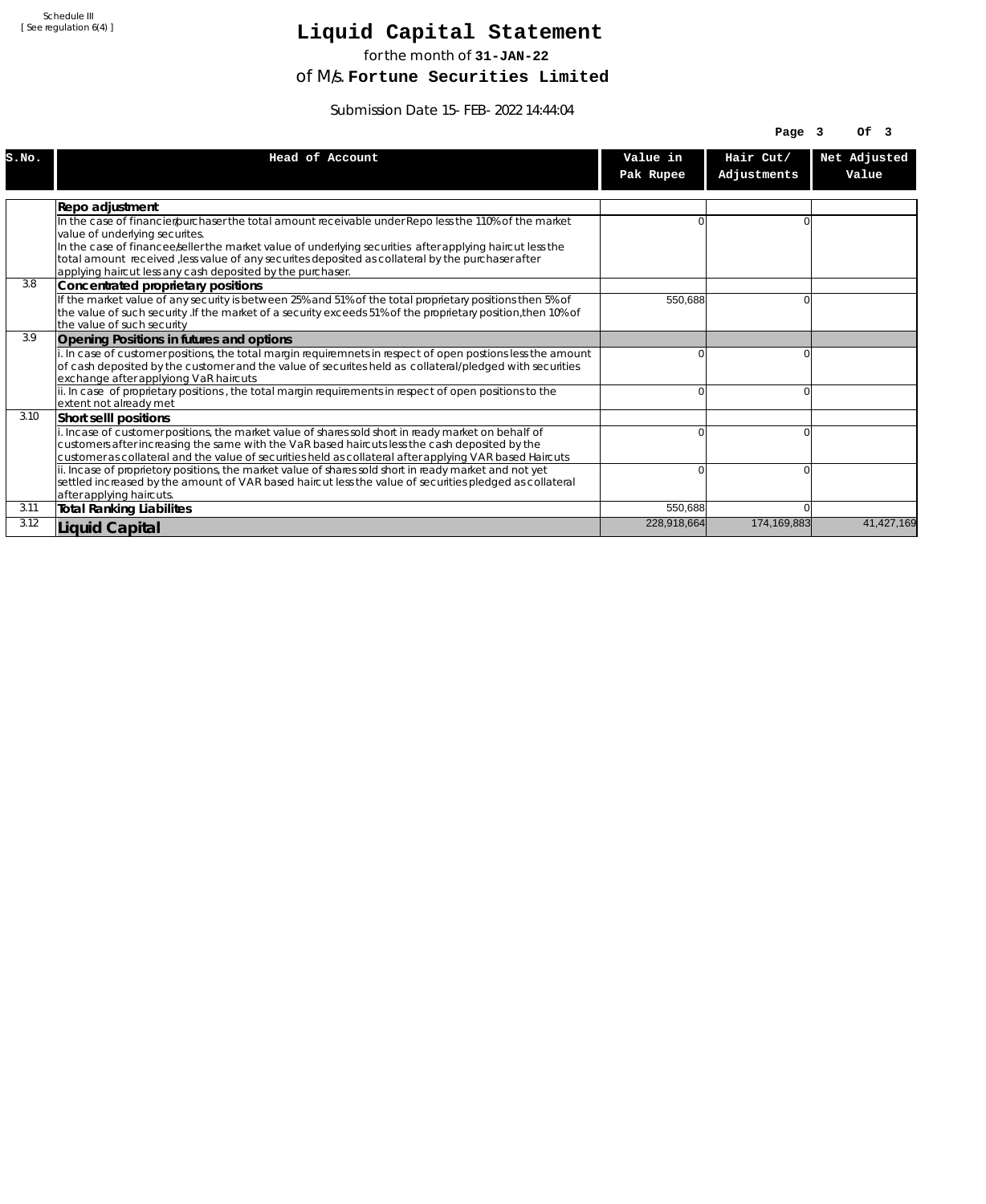Schedule III
[ See regulation 6(4) ]

# Liquid Capital Statement

for the month of **31-JAN-22**

of M/s. **Fortune Securities Limited**

Submission Date 15-FEB-2022 14:44:04

| S.No. | Head of Account | Value in Pak Rupee | Hair Cut/ Adjustments | Net Adjusted Value |
|---|---|---|---|---|
| | **Repo adjustment** | | | |
| | In the case of financier/purchaser the total amount receivable under Repo less the 110% of the market value of underlying securites. In the case of financee/seller the market value of underlying securities after applying haircut less the total amount received ,less value of any securites deposited as collateral by the purchaser after applying haircut less any cash deposited by the purchaser. | 0 | 0 | |
| 3.8 | **Concentrated proprietary positions** | | | |
| | If the market value of any security is between 25% and 51% of the total proprietary positions then 5% of the value of such security .If the market of a security exceeds 51% of the proprietary position,then 10% of the value of such security | 550,688 | 0 | |
| 3.9 | **Opening Positions in futures and options** | | | |
| | i. In case of customer positions, the total margin requiremnets in respect of open postions less the amount of cash deposited by the customer and the value of securites held as collateral/pledged with securities exchange after applyiong VaR haircuts | 0 | 0 | |
| | ii. In case of proprietary positions , the total margin requirements in respect of open positions to the extent not already met | 0 | 0 | |
| 3.10 | **Short selll positions** | | | |
| | i. Incase of customer positions, the market value of shares sold short in ready market on behalf of customers after increasing the same with the VaR based haircuts less the cash deposited by the customer as collateral and the value of securities held as collateral after applying VAR based Haircuts | 0 | 0 | |
| | ii. Incase of proprietory positions, the market value of shares sold short in ready market and not yet settled increased by the amount of VAR based haircut less the value of securities pledged as collateral after applying haircuts. | 0 | 0 | |
| 3.11 | **Total Ranking Liabilites** | 550,688 | 0 | |
| 3.12 | **Liquid Capital** | 228,918,664 | 174,169,883 | 41,427,169 |